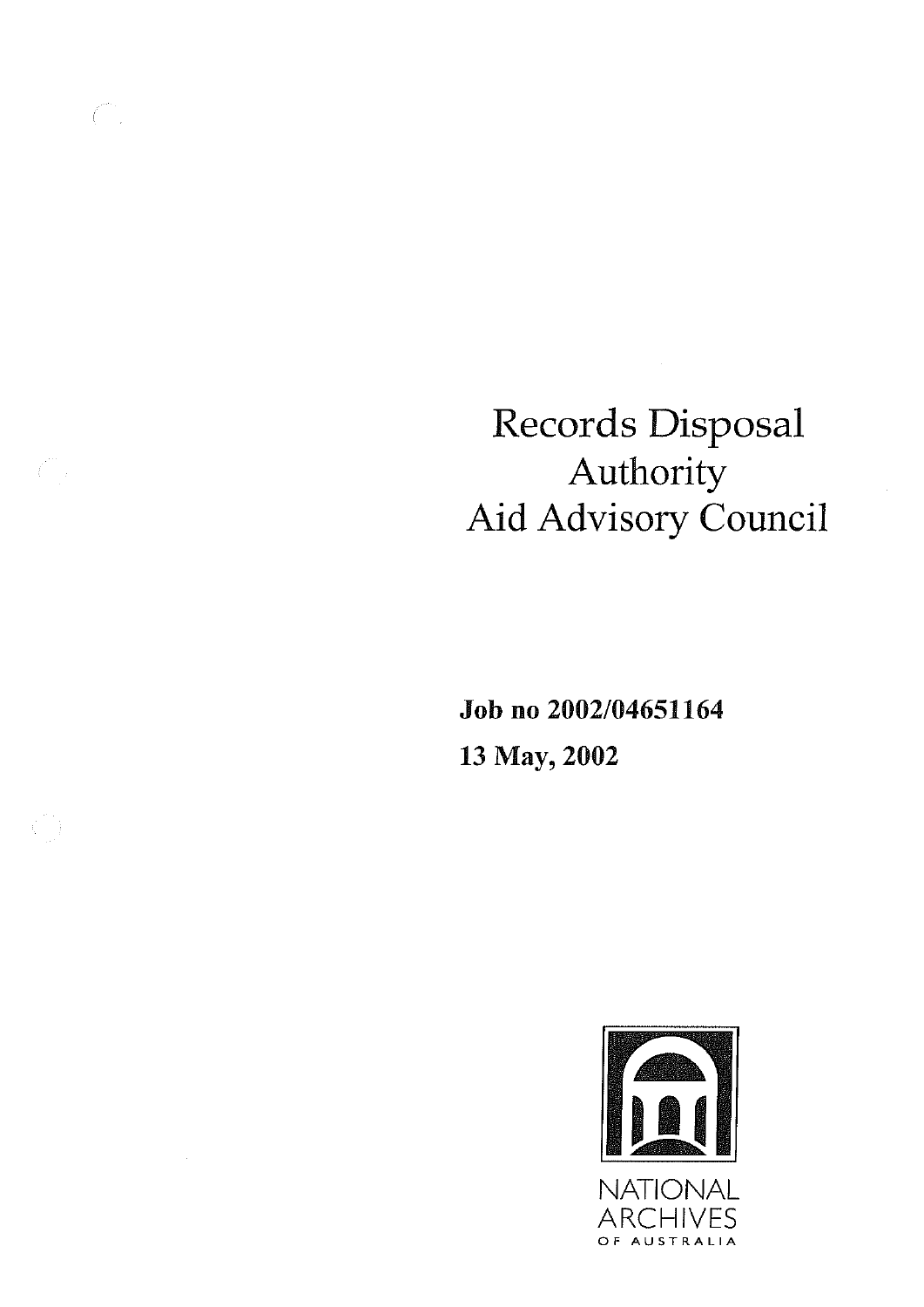# Records Disposal Authority Aid Advisory Council

**Job no 2002/04651164**

**13 May, 2002**

NATIONAL ARCHIVES OF AUSTRALIA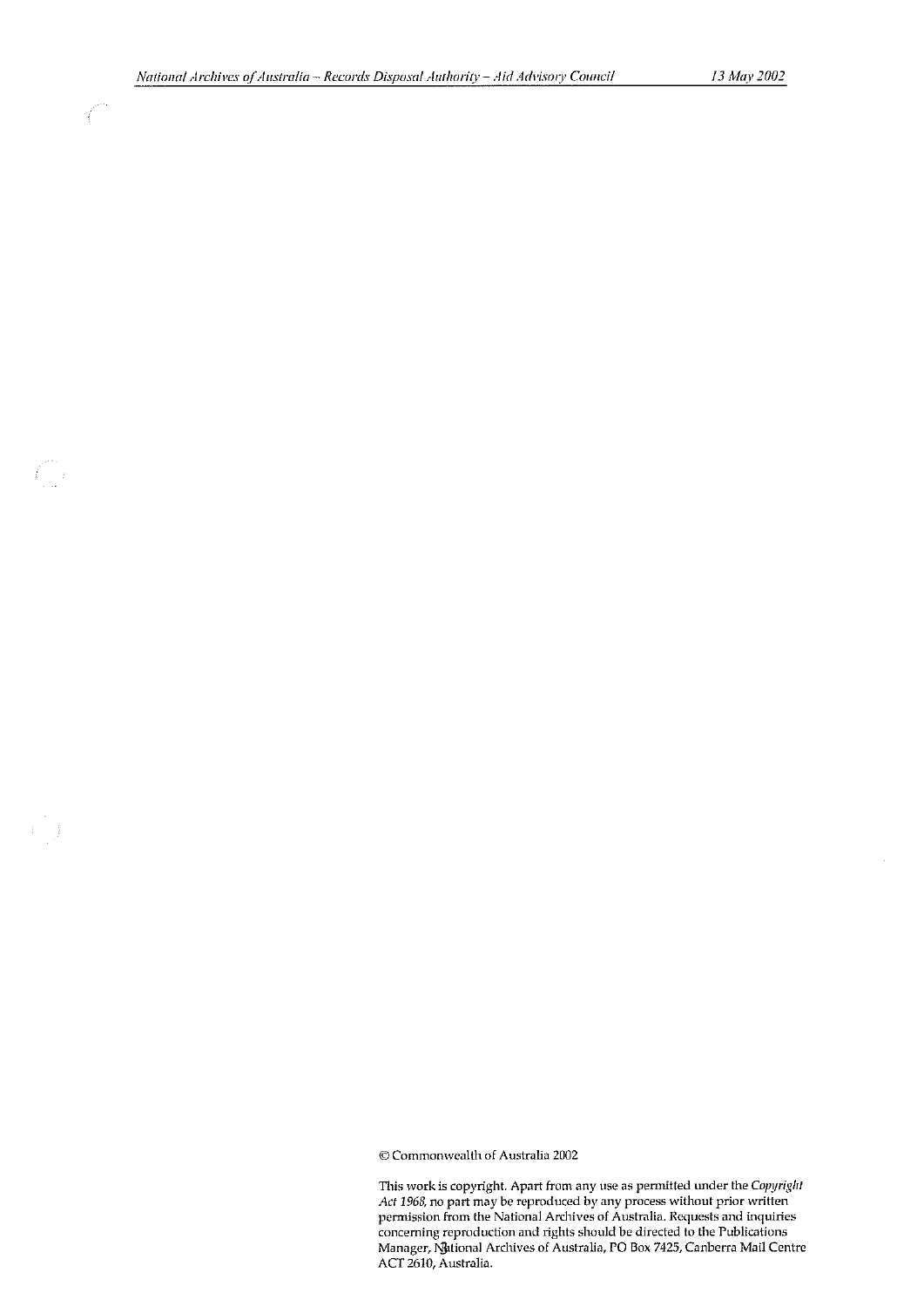© Commonwealth of Australia 2002

This work is copyright. Apart from any use as permitted under the *Copyright Act 1968*, no part may be reproduced by any process without prior written permission from the National Archives of Australia. Requests and inquiries concerning reproduction and rights should be directed to the Publications Manager, National Archives of Australia, PO Box 7425, Canberra Mail Centre ACT 2610, Australia.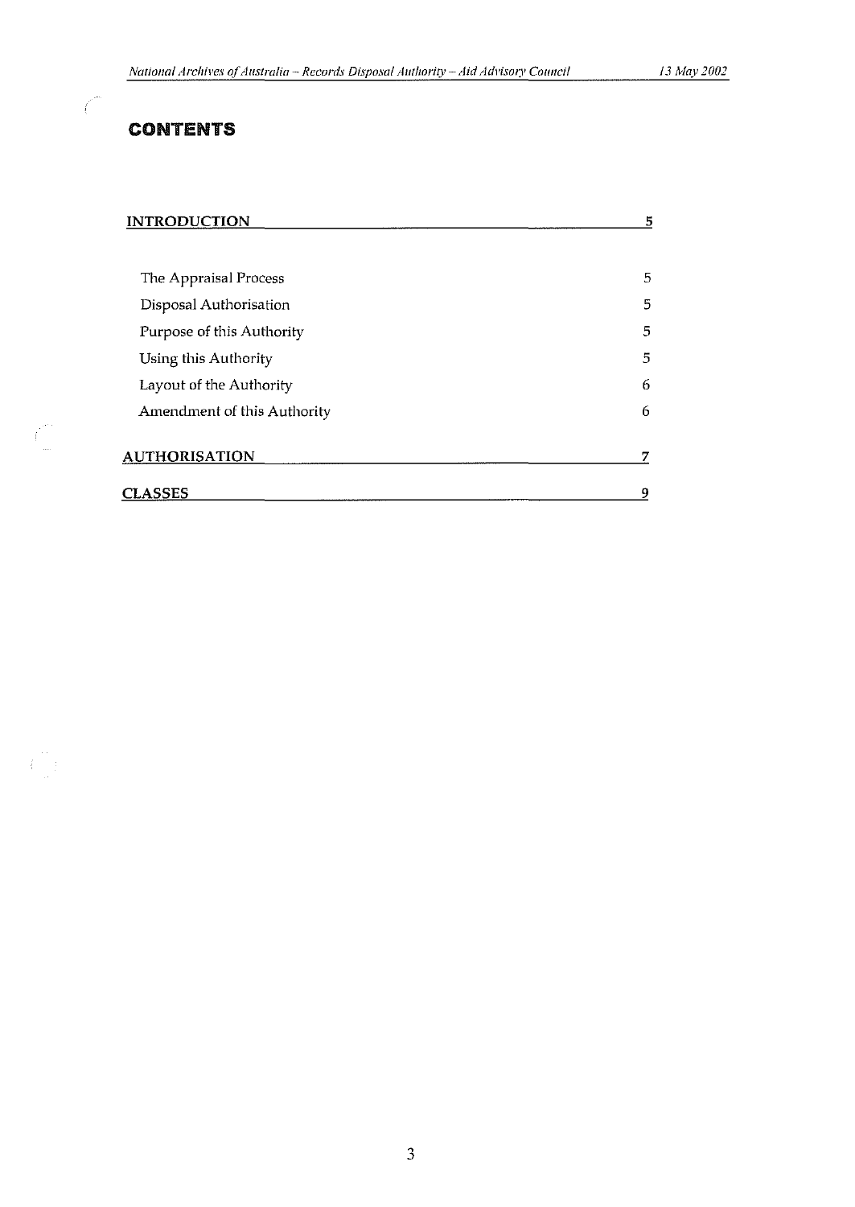# CONTENTS

| | |
|---|---|
| **INTRODUCTION** | **5** |
| The Appraisal Process | 5 |
| Disposal Authorisation | 5 |
| Purpose of this Authority | 5 |
| Using this Authority | 5 |
| Layout of the Authority | 6 |
| Amendment of this Authority | 6 |
| **AUTHORISATION** | **7** |
| **CLASSES** | **9** |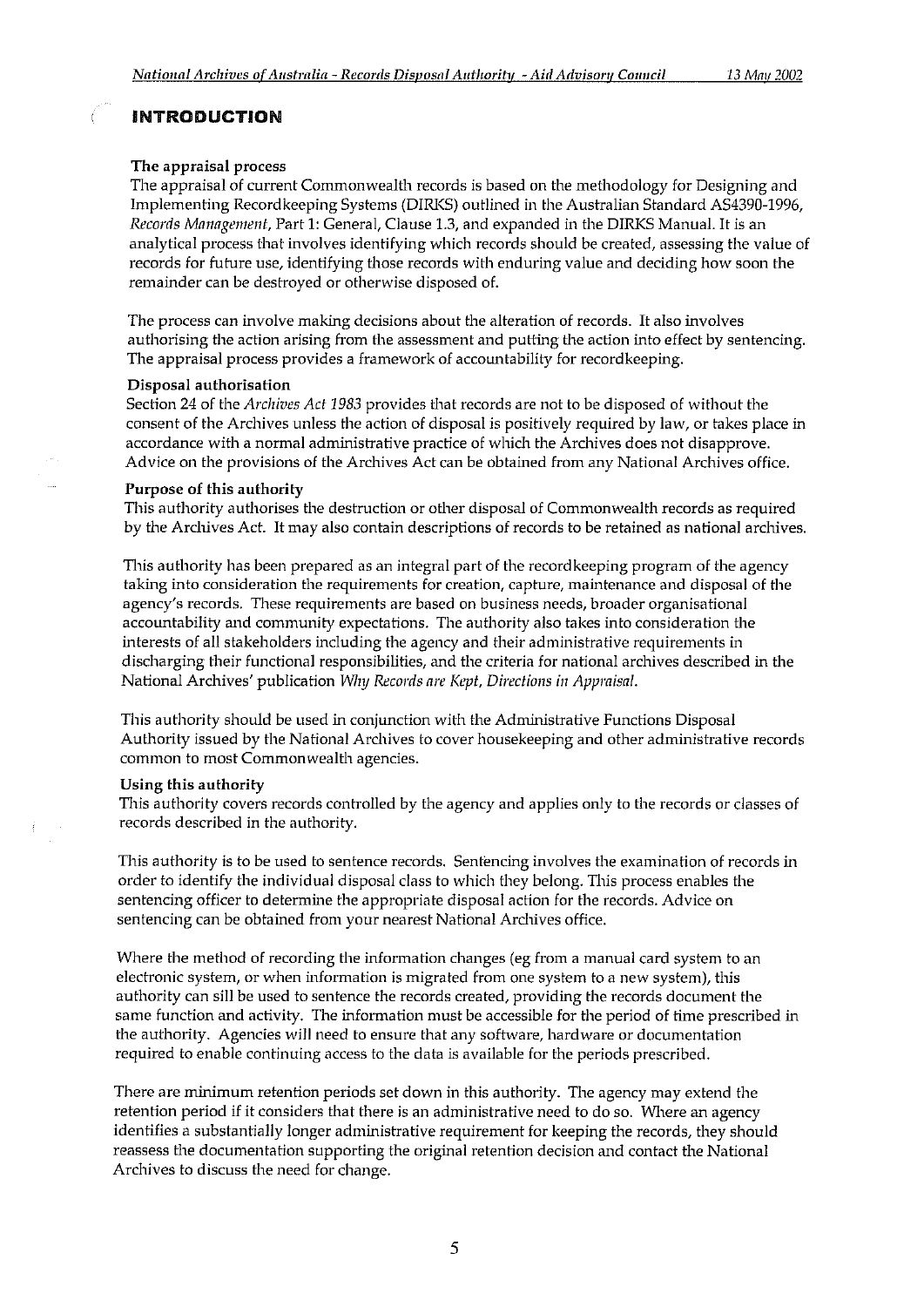# INTRODUCTION

### The appraisal process

The appraisal of current Commonwealth records is based on the methodology for Designing and Implementing Recordkeeping Systems (DIRKS) outlined in the Australian Standard AS4390-1996, *Records Management*, Part 1: General, Clause 1.3, and expanded in the DIRKS Manual. It is an analytical process that involves identifying which records should be created, assessing the value of records for future use, identifying those records with enduring value and deciding how soon the remainder can be destroyed or otherwise disposed of.

The process can involve making decisions about the alteration of records. It also involves authorising the action arising from the assessment and putting the action into effect by sentencing. The appraisal process provides a framework of accountability for recordkeeping.

### Disposal authorisation

Section 24 of the *Archives Act 1983* provides that records are not to be disposed of without the consent of the Archives unless the action of disposal is positively required by law, or takes place in accordance with a normal administrative practice of which the Archives does not disapprove. Advice on the provisions of the Archives Act can be obtained from any National Archives office.

### Purpose of this authority

This authority authorises the destruction or other disposal of Commonwealth records as required by the Archives Act. It may also contain descriptions of records to be retained as national archives.

This authority has been prepared as an integral part of the recordkeeping program of the agency taking into consideration the requirements for creation, capture, maintenance and disposal of the agency's records. These requirements are based on business needs, broader organisational accountability and community expectations. The authority also takes into consideration the interests of all stakeholders including the agency and their administrative requirements in discharging their functional responsibilities, and the criteria for national archives described in the National Archives' publication *Why Records are Kept, Directions in Appraisal*.

This authority should be used in conjunction with the Administrative Functions Disposal Authority issued by the National Archives to cover housekeeping and other administrative records common to most Commonwealth agencies.

### Using this authority

This authority covers records controlled by the agency and applies only to the records or classes of records described in the authority.

This authority is to be used to sentence records. Sentencing involves the examination of records in order to identify the individual disposal class to which they belong. This process enables the sentencing officer to determine the appropriate disposal action for the records. Advice on sentencing can be obtained from your nearest National Archives office.

Where the method of recording the information changes (eg from a manual card system to an electronic system, or when information is migrated from one system to a new system), this authority can sill be used to sentence the records created, providing the records document the same function and activity. The information must be accessible for the period of time prescribed in the authority. Agencies will need to ensure that any software, hardware or documentation required to enable continuing access to the data is available for the periods prescribed.

There are minimum retention periods set down in this authority. The agency may extend the retention period if it considers that there is an administrative need to do so. Where an agency identifies a substantially longer administrative requirement for keeping the records, they should reassess the documentation supporting the original retention decision and contact the National Archives to discuss the need for change.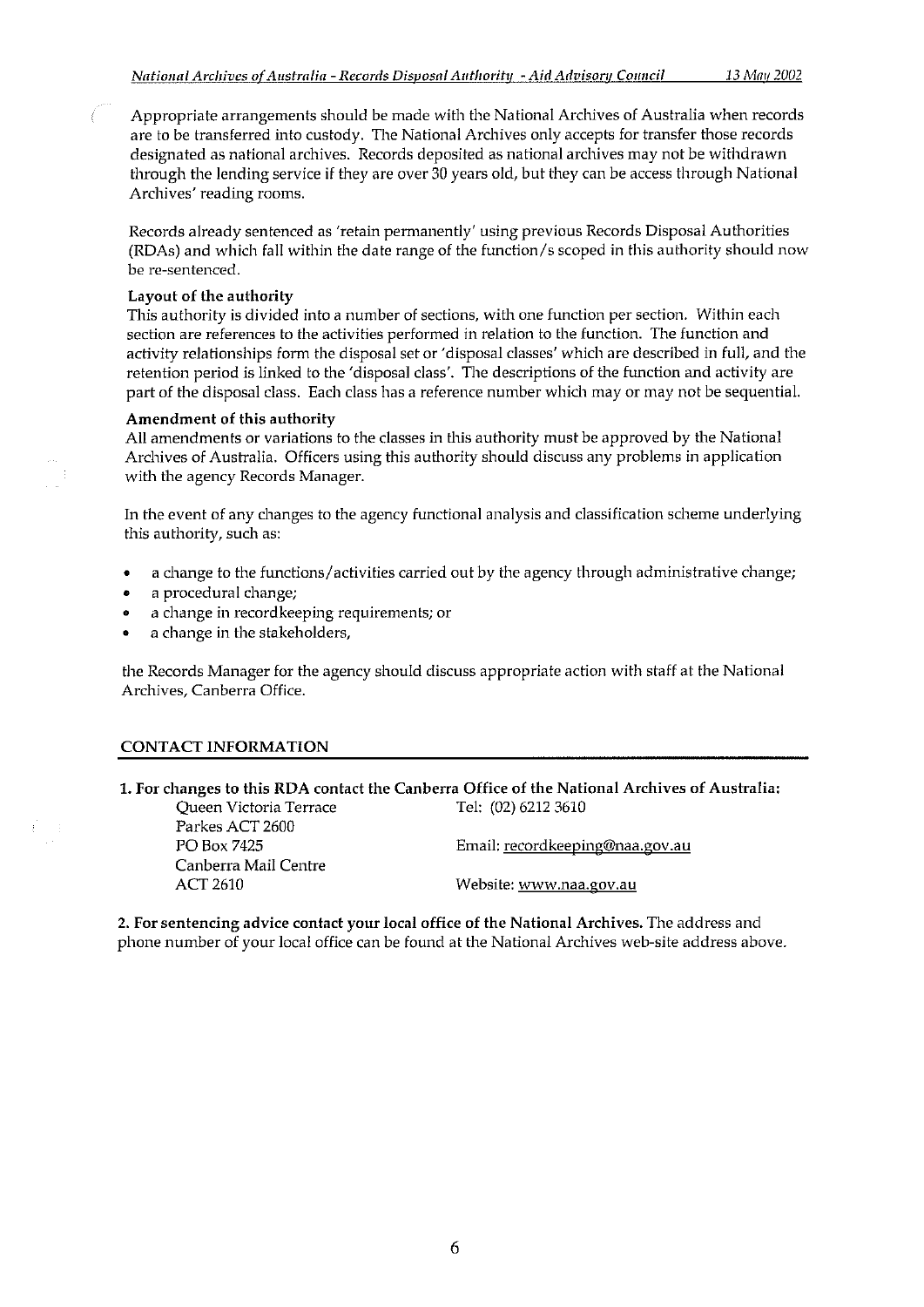Appropriate arrangements should be made with the National Archives of Australia when records are to be transferred into custody. The National Archives only accepts for transfer those records designated as national archives. Records deposited as national archives may not be withdrawn through the lending service if they are over 30 years old, but they can be access through National Archives' reading rooms.

Records already sentenced as 'retain permanently' using previous Records Disposal Authorities (RDAs) and which fall within the date range of the function/s scoped in this authority should now be re-sentenced.

**Layout of the authority**

This authority is divided into a number of sections, with one function per section. Within each section are references to the activities performed in relation to the function. The function and activity relationships form the disposal set or 'disposal classes' which are described in full, and the retention period is linked to the 'disposal class'. The descriptions of the function and activity are part of the disposal class. Each class has a reference number which may or may not be sequential.

**Amendment of this authority**

All amendments or variations to the classes in this authority must be approved by the National Archives of Australia. Officers using this authority should discuss any problems in application with the agency Records Manager.

In the event of any changes to the agency functional analysis and classification scheme underlying this authority, such as:

- a change to the functions/activities carried out by the agency through administrative change;
- a procedural change;
- a change in recordkeeping requirements; or
- a change in the stakeholders,

the Records Manager for the agency should discuss appropriate action with staff at the National Archives, Canberra Office.

## CONTACT INFORMATION

**1. For changes to this RDA contact the Canberra Office of the National Archives of Australia:**

| | |
|---|---|
| Queen Victoria Terrace | Tel: (02) 6212 3610 |
| Parkes ACT 2600 | |
| PO Box 7425 | Email: recordkeeping@naa.gov.au |
| Canberra Mail Centre | |
| ACT 2610 | Website: www.naa.gov.au |

**2. For sentencing advice contact your local office of the National Archives.** The address and phone number of your local office can be found at the National Archives web-site address above.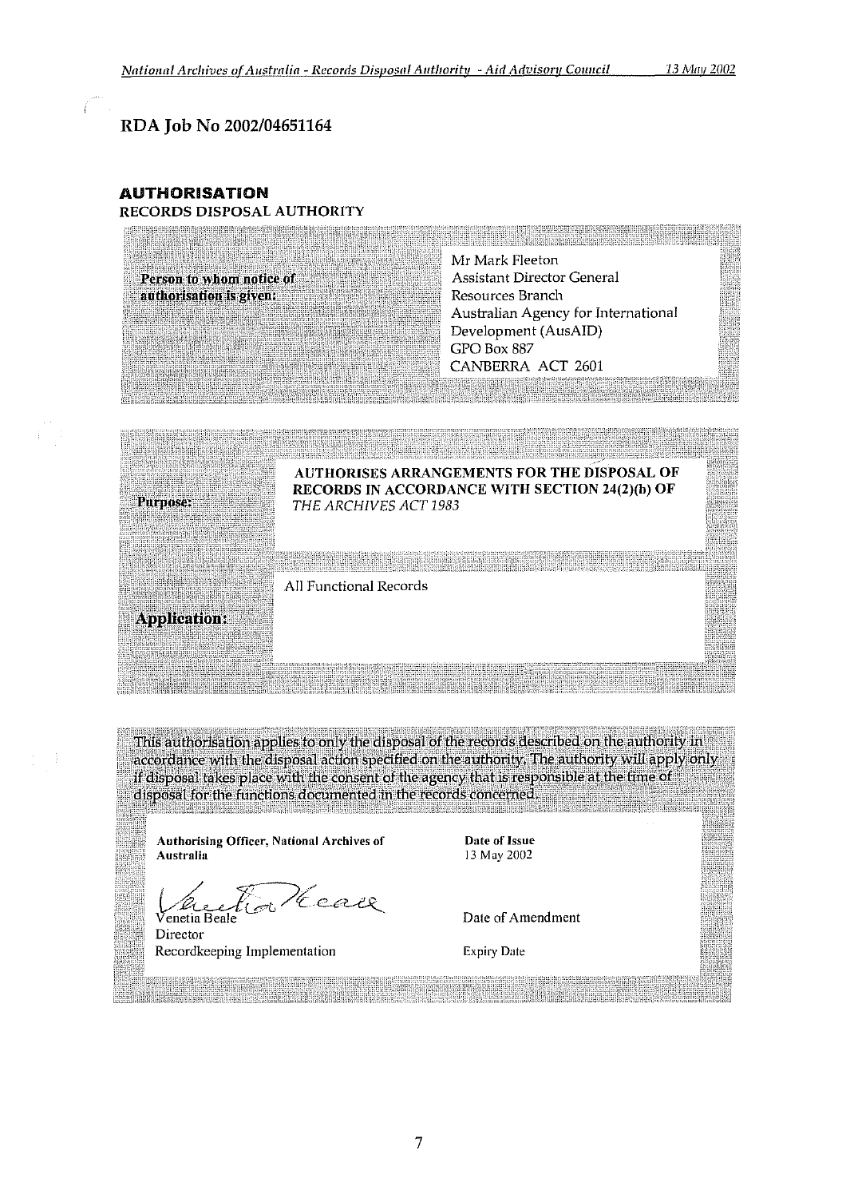## RDA Job No 2002/04651164

### AUTHORISATION

RECORDS DISPOSAL AUTHORITY

| | |
|---|---|
| **Person to whom notice of authorisation is given:** | Mr Mark Fleeton<br>Assistant Director General<br>Resources Branch<br>Australian Agency for International Development (AusAID)<br>GPO Box 887<br>CANBERRA ACT 2601 |

| | |
|---|---|
| **Purpose:** | **AUTHORISES ARRANGEMENTS FOR THE DISPOSAL OF RECORDS IN ACCORDANCE WITH SECTION 24(2)(b) OF** *THE ARCHIVES ACT 1983* |
| **Application:** | All Functional Records |

This authorisation applies to only the disposal of the records described on the authority in accordance with the disposal action specified on the authority. The authority will apply only if disposal takes place with the consent of the agency that is responsible at the time of disposal for the functions documented in the records concerned.

| | |
|---|---|
| **Authorising Officer, National Archives of Australia** | **Date of Issue**<br>13 May 2002 |
| Venetia Beale<br>Director<br>Recordkeeping Implementation | Date of Amendment<br><br>Expiry Date |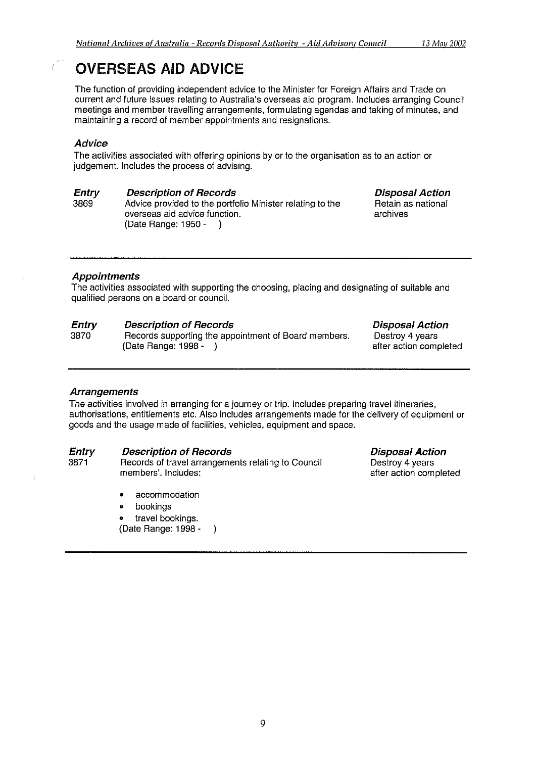# OVERSEAS AID ADVICE

The function of providing independent advice to the Minister for Foreign Affairs and Trade on current and future issues relating to Australia's overseas aid program. Includes arranging Council meetings and member travelling arrangements, formulating agendas and taking of minutes, and maintaining a record of member appointments and resignations.

### *Advice*

The activities associated with offering opinions by or to the organisation as to an action or judgement. Includes the process of advising.

| *Entry* | *Description of Records* | *Disposal Action* |
|---|---|---|
| 3869 | Advice provided to the portfolio Minister relating to the overseas aid advice function.<br>(Date Range: 1950 - ) | Retain as national archives |

---

### *Appointments*

The activities associated with supporting the choosing, placing and designating of suitable and qualified persons on a board or council.

| *Entry* | *Description of Records* | *Disposal Action* |
|---|---|---|
| 3870 | Records supporting the appointment of Board members.<br>(Date Range: 1998 - ) | Destroy 4 years after action completed |

---

### *Arrangements*

The activities involved in arranging for a journey or trip. Includes preparing travel itineraries, authorisations, entitlements etc. Also includes arrangements made for the delivery of equipment or goods and the usage made of facilities, vehicles, equipment and space.

| *Entry* | *Description of Records* | *Disposal Action* |
|---|---|---|
| 3871 | Records of travel arrangements relating to Council members'. Includes:<br>• accommodation<br>• bookings<br>• travel bookings.<br>(Date Range: 1998 - ) | Destroy 4 years after action completed |

---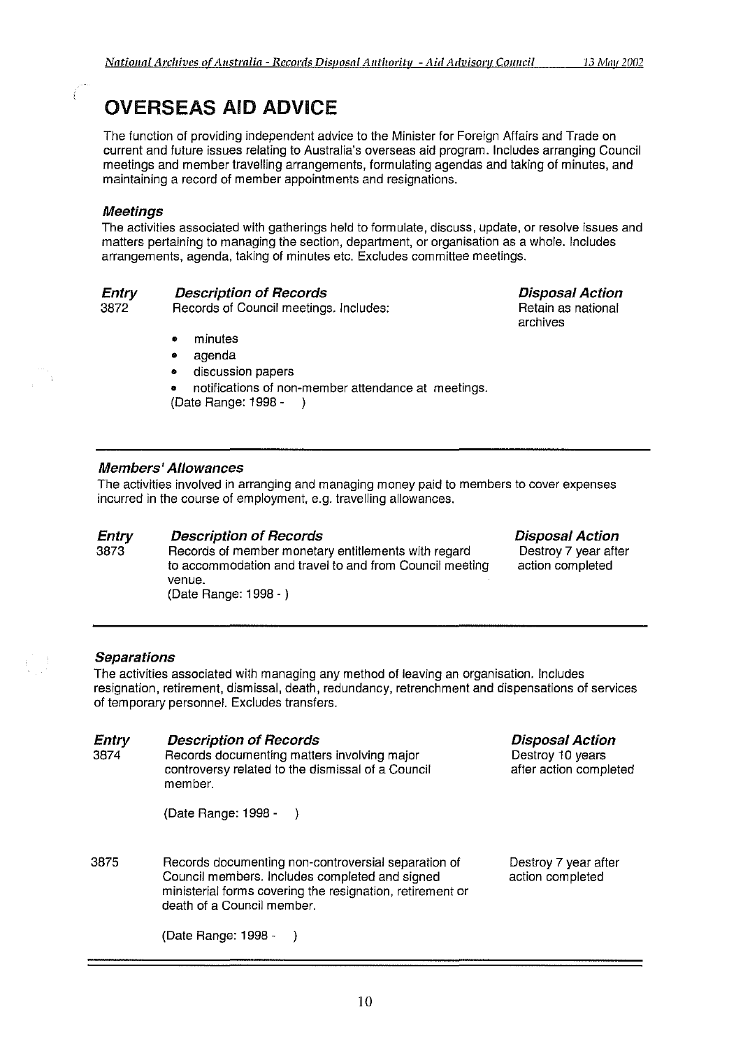# OVERSEAS AID ADVICE

The function of providing independent advice to the Minister for Foreign Affairs and Trade on current and future issues relating to Australia's overseas aid program. Includes arranging Council meetings and member travelling arrangements, formulating agendas and taking of minutes, and maintaining a record of member appointments and resignations.

### *Meetings*

The activities associated with gatherings held to formulate, discuss, update, or resolve issues and matters pertaining to managing the section, department, or organisation as a whole. Includes arrangements, agenda, taking of minutes etc. Excludes committee meetings.

| *Entry* | *Description of Records* | *Disposal Action* |
|---|---|---|
| 3872 | Records of Council meetings. Includes:<br>• minutes<br>• agenda<br>• discussion papers<br>• notifications of non-member attendance at meetings.<br>(Date Range: 1998 - ) | Retain as national archives |

---

### *Members' Allowances*

The activities involved in arranging and managing money paid to members to cover expenses incurred in the course of employment, e.g. travelling allowances.

| *Entry* | *Description of Records* | *Disposal Action* |
|---|---|---|
| 3873 | Records of member monetary entitlements with regard to accommodation and travel to and from Council meeting venue.<br>(Date Range: 1998 - ) | Destroy 7 year after action completed |

---

### *Separations*

The activities associated with managing any method of leaving an organisation. Includes resignation, retirement, dismissal, death, redundancy, retrenchment and dispensations of services of temporary personnel. Excludes transfers.

| *Entry* | *Description of Records* | *Disposal Action* |
|---|---|---|
| 3874 | Records documenting matters involving major controversy related to the dismissal of a Council member.<br>(Date Range: 1998 - ) | Destroy 10 years after action completed |
| 3875 | Records documenting non-controversial separation of Council members. Includes completed and signed ministerial forms covering the resignation, retirement or death of a Council member.<br>(Date Range: 1998 - ) | Destroy 7 year after action completed |